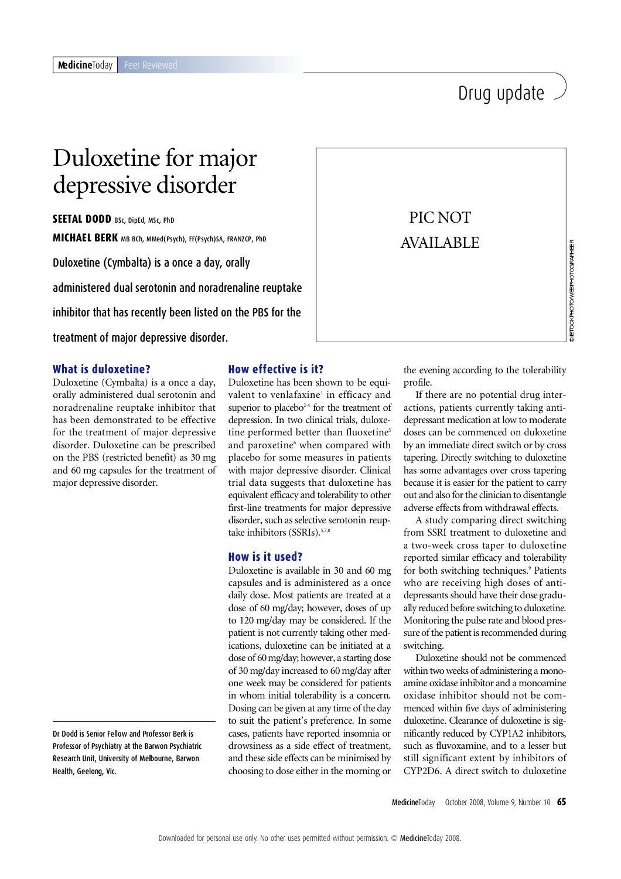# Duloxetine for major depressive disorder

**SEETAL DODD** BSc, DipEd, MSc, PhD

**MICHAEL BERK** MB BCh, MMed(Psych), FF(Psych)SA, FRANZCP, PhD

Duloxetine (Cymbalta) is a once a day, orally administered dual serotonin and noradrenaline reuptake inhibitor that has recently been listed on the PBS for the treatment of major depressive disorder.

PIC NOT AVAILABLE

## What is duloxetine?

Duloxetine (Cymbalta) is a once a day, orally administered dual serotonin and noradrenaline reuptake inhibitor that has been demonstrated to be effective for the treatment of major depressive disorder. Duloxetine can be prescribed on the PBS (restricted benefit) as 30 mg and 60 mg capsules for the treatment of major depressive disorder.

## How effective is it?

Duloxetine has been shown to be equivalent to venlafaxine[1] in efficacy and superior to placebo[2-4] for the treatment of depression. In two clinical trials, duloxetine performed better than fluoxetine[5] and paroxetine[6] when compared with placebo for some measures in patients with major depressive disorder. Clinical trial data suggests that duloxetine has equivalent efficacy and tolerability to other first-line treatments for major depressive disorder, such as selective serotonin reuptake inhibitors (SSRIs).[5,7,8]

## How is it used?

Duloxetine is available in 30 and 60 mg capsules and is administered as a once daily dose. Most patients are treated at a dose of 60 mg/day; however, doses of up to 120 mg/day may be considered. If the patient is not currently taking other medications, duloxetine can be initiated at a dose of 60 mg/day; however, a starting dose of 30 mg/day increased to 60 mg/day after one week may be considered for patients in whom initial tolerability is a concern. Dosing can be given at any time of the day to suit the patient's preference. In some cases, patients have reported insomnia or drowsiness as a side effect of treatment, and these side effects can be minimised by choosing to dose either in the morning or the evening according to the tolerability profile.

If there are no potential drug interactions, patients currently taking antidepressant medication at low to moderate doses can be commenced on duloxetine by an immediate direct switch or by cross tapering. Directly switching to duloxetine has some advantages over cross tapering because it is easier for the patient to carry out and also for the clinician to disentangle adverse effects from withdrawal effects.

A study comparing direct switching from SSRI treatment to duloxetine and a two-week cross taper to duloxetine reported similar efficacy and tolerability for both switching techniques.[9] Patients who are receiving high doses of antidepressants should have their dose gradually reduced before switching to duloxetine. Monitoring the pulse rate and blood pressure of the patient is recommended during switching.

Duloxetine should not be commenced within two weeks of administering a monoamine oxidase inhibitor and a monoamine oxidase inhibitor should not be commenced within five days of administering duloxetine. Clearance of duloxetine is significantly reduced by CYP1A2 inhibitors, such as fluvoxamine, and to a lesser but still significant extent by inhibitors of CYP2D6. A direct switch to duloxetine

Dr Dodd is Senior Fellow and Professor Berk is Professor of Psychiatry at the Barwon Psychiatric Research Unit, University of Melbourne, Barwon Health, Geelong, Vic.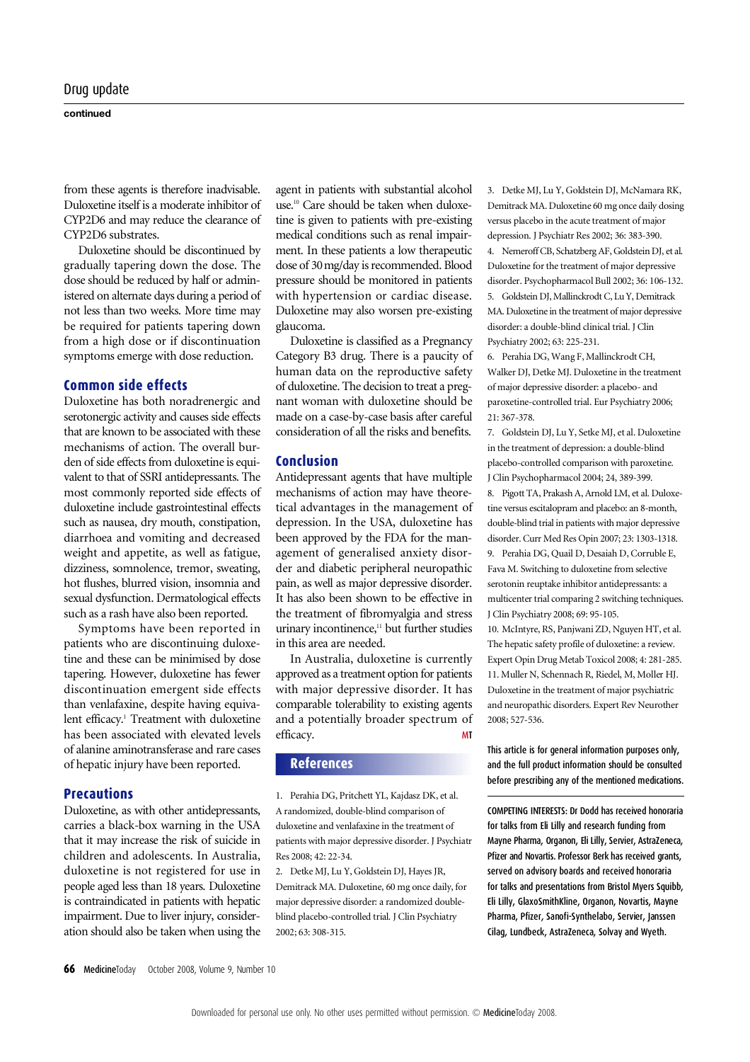from these agents is therefore inadvisable. Duloxetine itself is a moderate inhibitor of CYP2D6 and may reduce the clearance of CYP2D6 substrates.

Duloxetine should be discontinued by gradually tapering down the dose. The dose should be reduced by half or administered on alternate days during a period of not less than two weeks. More time may be required for patients tapering down from a high dose or if discontinuation symptoms emerge with dose reduction.

## Common side effects

Duloxetine has both noradrenergic and serotonergic activity and causes side effects that are known to be associated with these mechanisms of action. The overall burden of side effects from duloxetine is equivalent to that of SSRI antidepressants. The most commonly reported side effects of duloxetine include gastrointestinal effects such as nausea, dry mouth, constipation, diarrhoea and vomiting and decreased weight and appetite, as well as fatigue, dizziness, somnolence, tremor, sweating, hot flushes, blurred vision, insomnia and sexual dysfunction. Dermatological effects such as a rash have also been reported.

Symptoms have been reported in patients who are discontinuing duloxetine and these can be minimised by dose tapering. However, duloxetine has fewer discontinuation emergent side effects than venlafaxine, despite having equivalent efficacy.[1] Treatment with duloxetine has been associated with elevated levels of alanine aminotransferase and rare cases of hepatic injury have been reported.

## Precautions

Duloxetine, as with other antidepressants, carries a black-box warning in the USA that it may increase the risk of suicide in children and adolescents. In Australia, duloxetine is not registered for use in people aged less than 18 years. Duloxetine is contraindicated in patients with hepatic impairment. Due to liver injury, consideration should also be taken when using the agent in patients with substantial alcohol use.[10] Care should be taken when duloxetine is given to patients with pre-existing medical conditions such as renal impairment. In these patients a low therapeutic dose of 30 mg/day is recommended. Blood pressure should be monitored in patients with hypertension or cardiac disease. Duloxetine may also worsen pre-existing glaucoma.

Duloxetine is classified as a Pregnancy Category B3 drug. There is a paucity of human data on the reproductive safety of duloxetine. The decision to treat a pregnant woman with duloxetine should be made on a case-by-case basis after careful consideration of all the risks and benefits.

## Conclusion

Antidepressant agents that have multiple mechanisms of action may have theoretical advantages in the management of depression. In the USA, duloxetine has been approved by the FDA for the management of generalised anxiety disorder and diabetic peripheral neuropathic pain, as well as major depressive disorder. It has also been shown to be effective in the treatment of fibromyalgia and stress urinary incontinence,[11] but further studies in this area are needed.

In Australia, duloxetine is currently approved as a treatment option for patients with major depressive disorder. It has comparable tolerability to existing agents and a potentially broader spectrum of efficacy. MT

## References

1. Perahia DG, Pritchett YL, Kajdasz DK, et al. A randomized, double-blind comparison of duloxetine and venlafaxine in the treatment of patients with major depressive disorder. J Psychiatr Res 2008; 42: 22-34.
2. Detke MJ, Lu Y, Goldstein DJ, Hayes JR, Demitrack MA. Duloxetine, 60 mg once daily, for major depressive disorder: a randomized double-blind placebo-controlled trial. J Clin Psychiatry 2002; 63: 308-315.
3. Detke MJ, Lu Y, Goldstein DJ, McNamara RK, Demitrack MA. Duloxetine 60 mg once daily dosing versus placebo in the acute treatment of major depression. J Psychiatr Res 2002; 36: 383-390.
4. Nemeroff CB, Schatzberg AF, Goldstein DJ, et al. Duloxetine for the treatment of major depressive disorder. Psychopharmacol Bull 2002; 36: 106-132.
5. Goldstein DJ, Mallinckrodt C, Lu Y, Demitrack MA. Duloxetine in the treatment of major depressive disorder: a double-blind clinical trial. J Clin Psychiatry 2002; 63: 225-231.
6. Perahia DG, Wang F, Mallinckrodt CH, Walker DJ, Detke MJ. Duloxetine in the treatment of major depressive disorder: a placebo- and paroxetine-controlled trial. Eur Psychiatry 2006; 21: 367-378.
7. Goldstein DJ, Lu Y, Setke MJ, et al. Duloxetine in the treatment of depression: a double-blind placebo-controlled comparison with paroxetine. J Clin Psychopharmacol 2004; 24, 389-399.
8. Pigott TA, Prakash A, Arnold LM, et al. Duloxetine versus escitalopram and placebo: an 8-month, double-blind trial in patients with major depressive disorder. Curr Med Res Opin 2007; 23: 1303-1318.
9. Perahia DG, Quail D, Desaiah D, Corruble E, Fava M. Switching to duloxetine from selective serotonin reuptake inhibitor antidepressants: a multicenter trial comparing 2 switching techniques. J Clin Psychiatry 2008; 69: 95-105.
10. McIntyre, RS, Panjwani ZD, Nguyen HT, et al. The hepatic safety profile of duloxetine: a review. Expert Opin Drug Metab Toxicol 2008; 4: 281-285.
11. Muller N, Schennach R, Riedel, M, Moller HJ. Duloxetine in the treatment of major psychiatric and neuropathic disorders. Expert Rev Neurother 2008; 527-536.

This article is for general information purposes only, and the full product information should be consulted before prescribing any of the mentioned medications.

COMPETING INTERESTS: Dr Dodd has received honoraria for talks from Eli Lilly and research funding from Mayne Pharma, Organon, Eli Lilly, Servier, AstraZeneca, Pfizer and Novartis. Professor Berk has received grants, served on advisory boards and received honoraria for talks and presentations from Bristol Myers Squibb, Eli Lilly, GlaxoSmithKline, Organon, Novartis, Mayne Pharma, Pfizer, Sanofi-Synthelabo, Servier, Janssen Cilag, Lundbeck, AstraZeneca, Solvay and Wyeth.